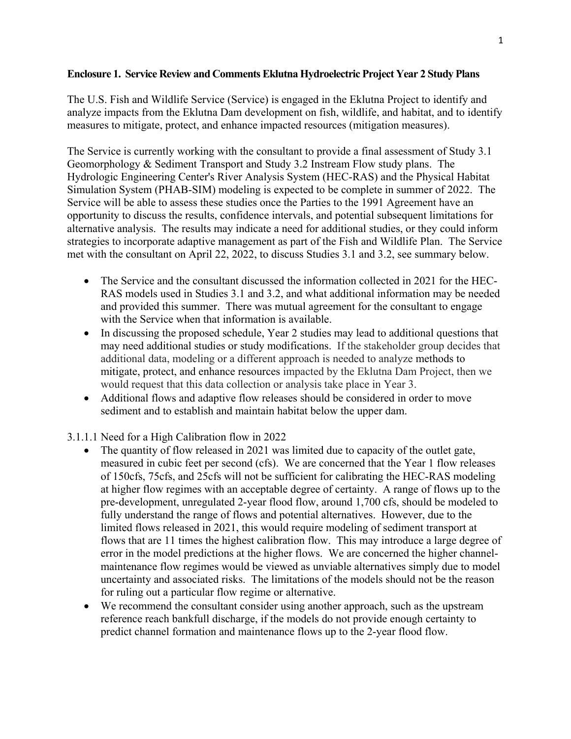**Enclosure 1. Service Review and Comments Eklutna Hydroelectric Project Year 2 Study Plans**

The U.S. Fish and Wildlife Service (Service) is engaged in the Eklutna Project to identify and analyze impacts from the Eklutna Dam development on fish, wildlife, and habitat, and to identify measures to mitigate, protect, and enhance impacted resources (mitigation measures).

The Service is currently working with the consultant to provide a final assessment of Study 3.1 Geomorphology & Sediment Transport and Study 3.2 Instream Flow study plans. The Hydrologic Engineering Center's River Analysis System (HEC-RAS) and the Physical Habitat Simulation System (PHAB-SIM) modeling is expected to be complete in summer of 2022. The Service will be able to assess these studies once the Parties to the 1991 Agreement have an opportunity to discuss the results, confidence intervals, and potential subsequent limitations for alternative analysis. The results may indicate a need for additional studies, or they could inform strategies to incorporate adaptive management as part of the Fish and Wildlife Plan. The Service met with the consultant on April 22, 2022, to discuss Studies 3.1 and 3.2, see summary below.

- The Service and the consultant discussed the information collected in 2021 for the HEC-RAS models used in Studies 3.1 and 3.2, and what additional information may be needed and provided this summer. There was mutual agreement for the consultant to engage with the Service when that information is available.
- In discussing the proposed schedule, Year 2 studies may lead to additional questions that may need additional studies or study modifications. If the stakeholder group decides that additional data, modeling or a different approach is needed to analyze methods to mitigate, protect, and enhance resources impacted by the Eklutna Dam Project, then we would request that this data collection or analysis take place in Year 3.
- Additional flows and adaptive flow releases should be considered in order to move sediment and to establish and maintain habitat below the upper dam.

3.1.1.1 Need for a High Calibration flow in 2022

- The quantity of flow released in 2021 was limited due to capacity of the outlet gate, measured in cubic feet per second (cfs). We are concerned that the Year 1 flow releases of 150cfs, 75cfs, and 25cfs will not be sufficient for calibrating the HEC-RAS modeling at higher flow regimes with an acceptable degree of certainty. A range of flows up to the pre-development, unregulated 2-year flood flow, around 1,700 cfs, should be modeled to fully understand the range of flows and potential alternatives. However, due to the limited flows released in 2021, this would require modeling of sediment transport at flows that are 11 times the highest calibration flow. This may introduce a large degree of error in the model predictions at the higher flows. We are concerned the higher channel-maintenance flow regimes would be viewed as unviable alternatives simply due to model uncertainty and associated risks. The limitations of the models should not be the reason for ruling out a particular flow regime or alternative.
- We recommend the consultant consider using another approach, such as the upstream reference reach bankfull discharge, if the models do not provide enough certainty to predict channel formation and maintenance flows up to the 2-year flood flow.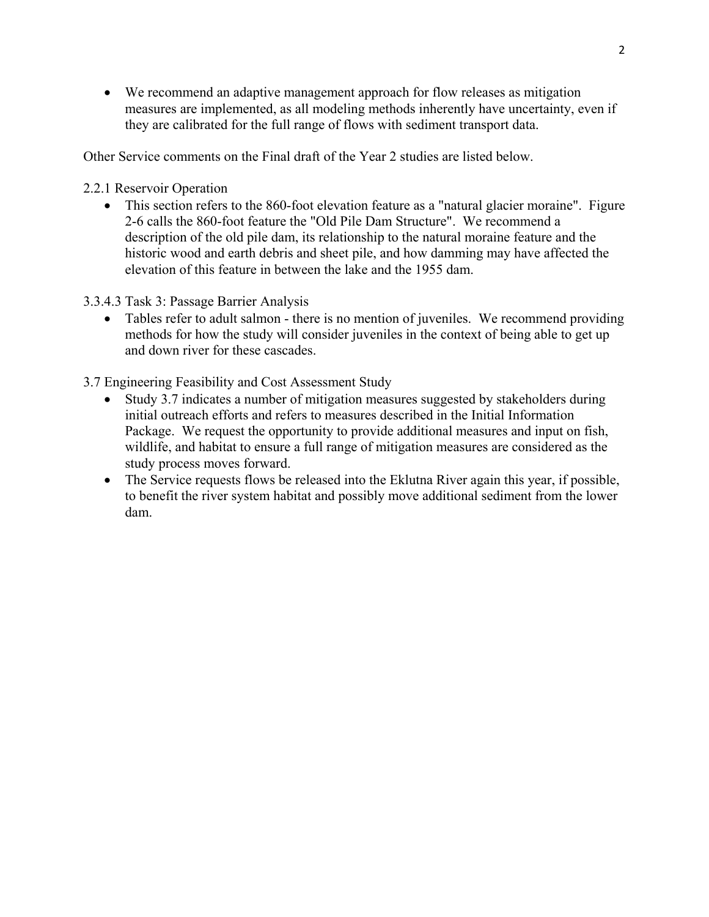- We recommend an adaptive management approach for flow releases as mitigation measures are implemented, as all modeling methods inherently have uncertainty, even if they are calibrated for the full range of flows with sediment transport data.

Other Service comments on the Final draft of the Year 2 studies are listed below.

2.2.1 Reservoir Operation

- This section refers to the 860-foot elevation feature as a "natural glacier moraine". Figure 2-6 calls the 860-foot feature the "Old Pile Dam Structure". We recommend a description of the old pile dam, its relationship to the natural moraine feature and the historic wood and earth debris and sheet pile, and how damming may have affected the elevation of this feature in between the lake and the 1955 dam.

3.3.4.3 Task 3: Passage Barrier Analysis

- Tables refer to adult salmon - there is no mention of juveniles. We recommend providing methods for how the study will consider juveniles in the context of being able to get up and down river for these cascades.

3.7 Engineering Feasibility and Cost Assessment Study

- Study 3.7 indicates a number of mitigation measures suggested by stakeholders during initial outreach efforts and refers to measures described in the Initial Information Package. We request the opportunity to provide additional measures and input on fish, wildlife, and habitat to ensure a full range of mitigation measures are considered as the study process moves forward.
- The Service requests flows be released into the Eklutna River again this year, if possible, to benefit the river system habitat and possibly move additional sediment from the lower dam.